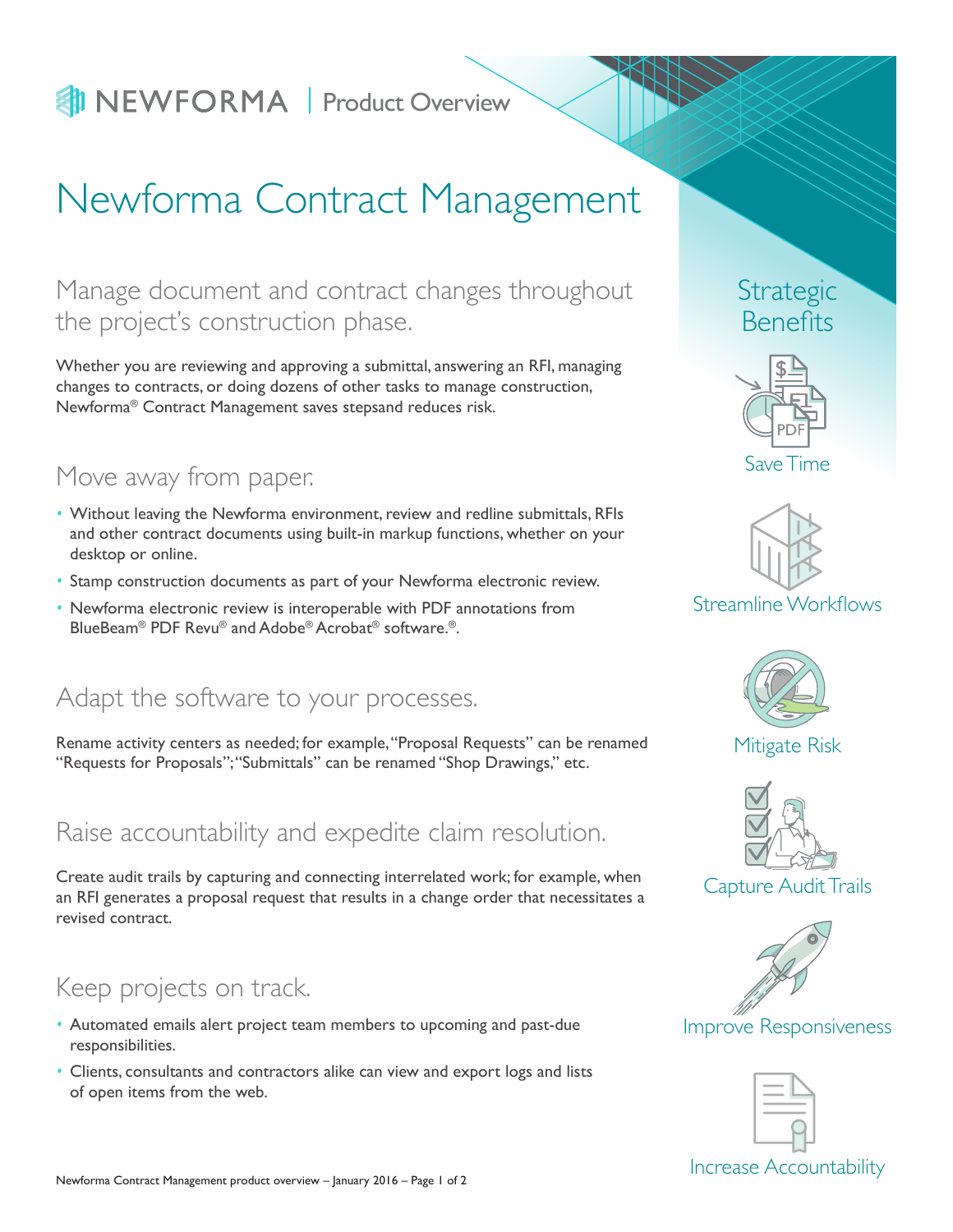NEWFORMA | Product Overview

# Newforma Contract Management

## Manage document and contract changes throughout the project's construction phase.

Whether you are reviewing and approving a submittal, answering an RFI, managing changes to contracts, or doing dozens of other tasks to manage construction, Newforma® Contract Management saves stepsand reduces risk.

## Move away from paper.

- Without leaving the Newforma environment, review and redline submittals, RFIs and other contract documents using built-in markup functions, whether on your desktop or online.
- Stamp construction documents as part of your Newforma electronic review.
- Newforma electronic review is interoperable with PDF annotations from BlueBeam® PDF Revu® and Adobe® Acrobat® software.®.

## Adapt the software to your processes.

Rename activity centers as needed; for example, "Proposal Requests" can be renamed "Requests for Proposals"; "Submittals" can be renamed "Shop Drawings," etc.

## Raise accountability and expedite claim resolution.

Create audit trails by capturing and connecting interrelated work; for example, when an RFI generates a proposal request that results in a change order that necessitates a revised contract.

## Keep projects on track.

- Automated emails alert project team members to upcoming and past-due responsibilities.
- Clients, consultants and contractors alike can view and export logs and lists of open items from the web.

## Strategic Benefits

- Save Time
- Streamline Workflows
- Mitigate Risk
- Capture Audit Trails
- Improve Responsiveness
- Increase Accountability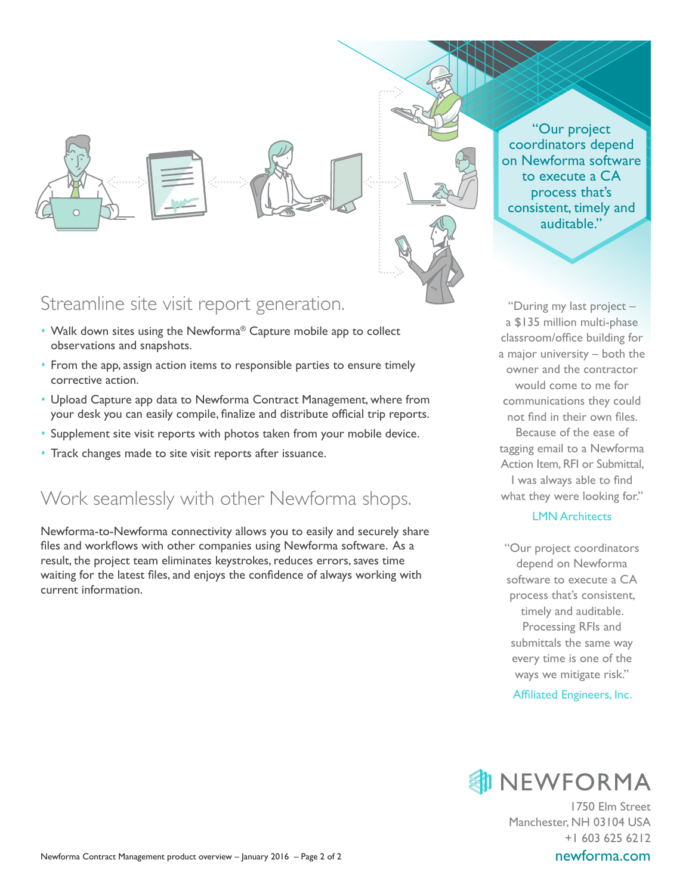> "Our project coordinators depend on Newforma software to execute a CA process that's consistent, timely and auditable."

## Streamline site visit report generation.

- Walk down sites using the Newforma® Capture mobile app to collect observations and snapshots.
- From the app, assign action items to responsible parties to ensure timely corrective action.
- Upload Capture app data to Newforma Contract Management, where from your desk you can easily compile, finalize and distribute official trip reports.
- Supplement site visit reports with photos taken from your mobile device.
- Track changes made to site visit reports after issuance.

## Work seamlessly with other Newforma shops.

Newforma-to-Newforma connectivity allows you to easily and securely share files and workflows with other companies using Newforma software. As a result, the project team eliminates keystrokes, reduces errors, saves time waiting for the latest files, and enjoys the confidence of always working with current information.

"During my last project – a $135 million multi-phase classroom/office building for a major university – both the owner and the contractor would come to me for communications they could not find in their own files. Because of the ease of tagging email to a Newforma Action Item, RFI or Submittal, I was always able to find what they were looking for."

LMN Architects

"Our project coordinators depend on Newforma software to execute a CA process that's consistent, timely and auditable. Processing RFIs and submittals the same way every time is one of the ways we mitigate risk."

Affiliated Engineers, Inc.

NEWFORMA

1750 Elm Street
Manchester, NH 03104 USA
+1 603 625 6212
newforma.com